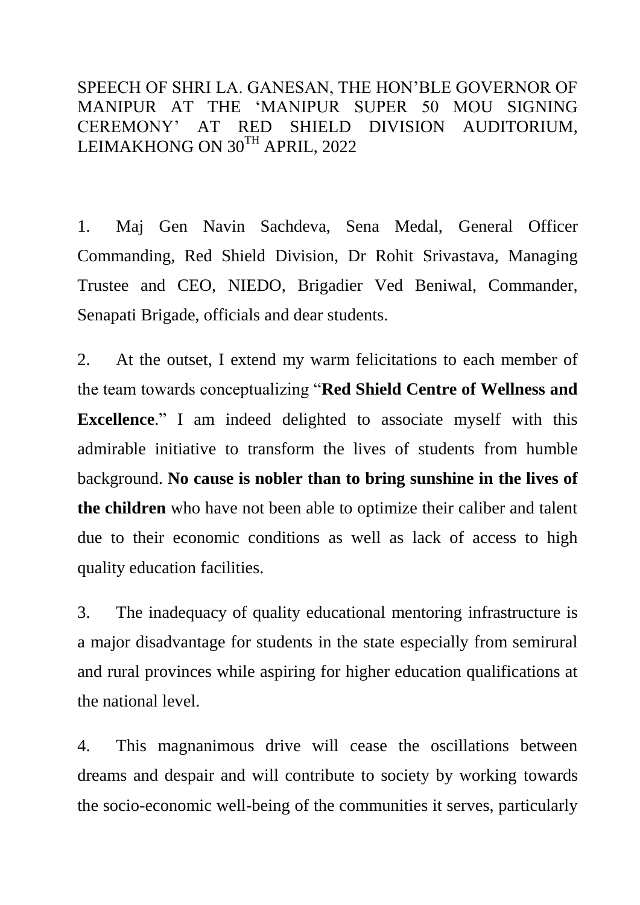SPEECH OF SHRI LA. GANESAN, THE HON'BLE GOVERNOR OF MANIPUR AT THE 'MANIPUR SUPER 50 MOU SIGNING CEREMONY' AT RED SHIELD DIVISION AUDITORIUM, LEIMAKHONG ON $30^{TH}$ APRIL, 2022

1. Maj Gen Navin Sachdeva, Sena Medal, General Officer Commanding, Red Shield Division, Dr Rohit Srivastava, Managing Trustee and CEO, NIEDO, Brigadier Ved Beniwal, Commander, Senapati Brigade, officials and dear students.

2. At the outset, I extend my warm felicitations to each member of the team towards conceptualizing "**Red Shield Centre of Wellness and Excellence**." I am indeed delighted to associate myself with this admirable initiative to transform the lives of students from humble background. **No cause is nobler than to bring sunshine in the lives of the children** who have not been able to optimize their caliber and talent due to their economic conditions as well as lack of access to high quality education facilities.

3. The inadequacy of quality educational mentoring infrastructure is a major disadvantage for students in the state especially from semirural and rural provinces while aspiring for higher education qualifications at the national level.

4. This magnanimous drive will cease the oscillations between dreams and despair and will contribute to society by working towards the socio-economic well-being of the communities it serves, particularly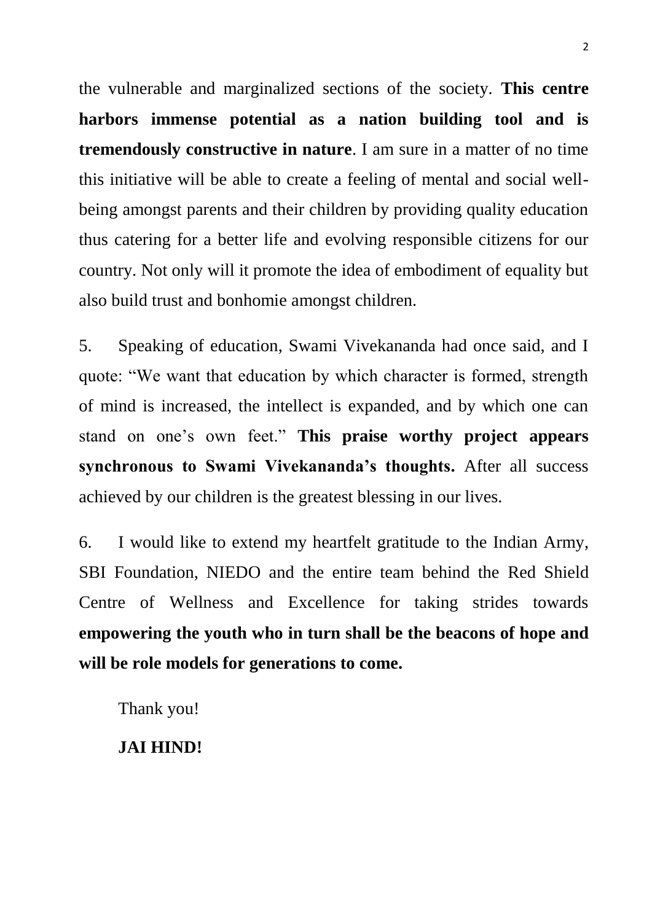the vulnerable and marginalized sections of the society. **This centre harbors immense potential as a nation building tool and is tremendously constructive in nature**. I am sure in a matter of no time this initiative will be able to create a feeling of mental and social well-being amongst parents and their children by providing quality education thus catering for a better life and evolving responsible citizens for our country. Not only will it promote the idea of embodiment of equality but also build trust and bonhomie amongst children.

5. Speaking of education, Swami Vivekananda had once said, and I quote: "We want that education by which character is formed, strength of mind is increased, the intellect is expanded, and by which one can stand on one's own feet." **This praise worthy project appears synchronous to Swami Vivekananda's thoughts.** After all success achieved by our children is the greatest blessing in our lives.

6. I would like to extend my heartfelt gratitude to the Indian Army, SBI Foundation, NIEDO and the entire team behind the Red Shield Centre of Wellness and Excellence for taking strides towards **empowering the youth who in turn shall be the beacons of hope and will be role models for generations to come.**

Thank you!

**JAI HIND!**